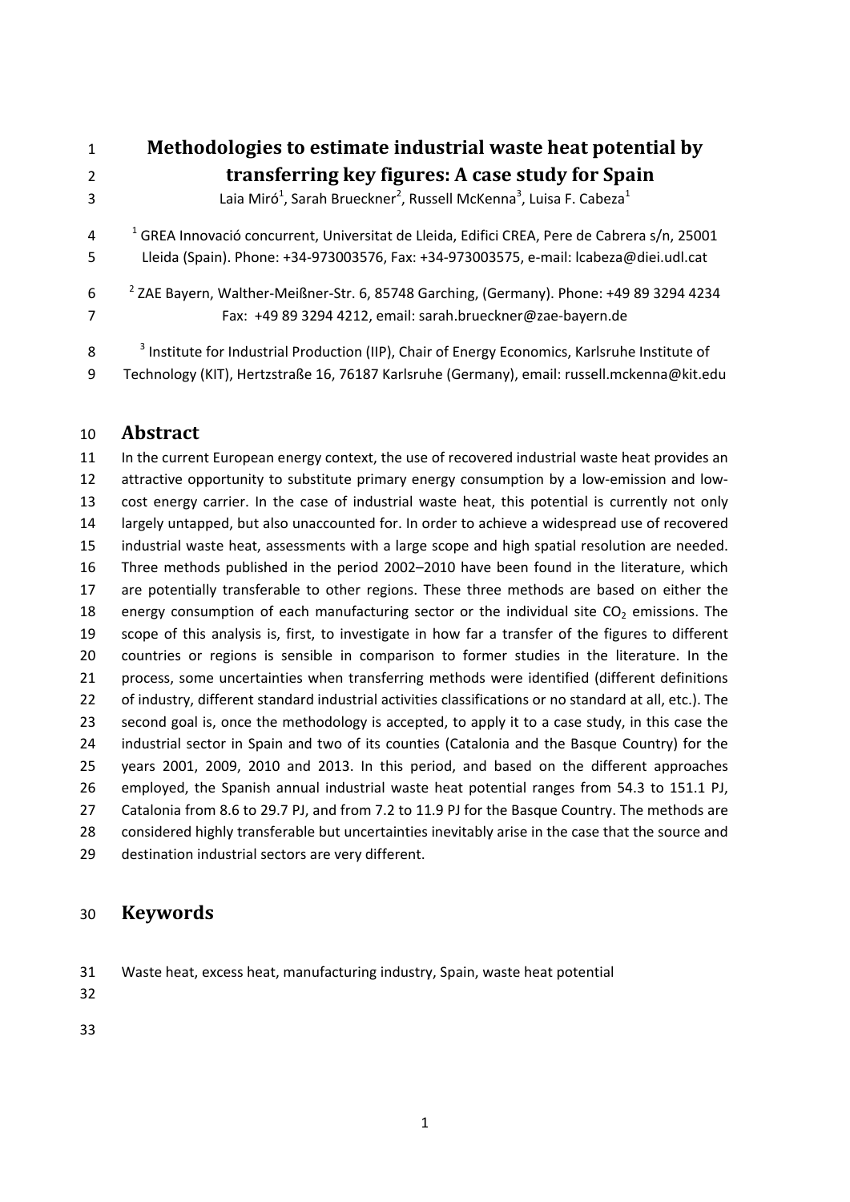# Methodologies to estimate industrial waste heat potential by transferring key figures: A case study for Spain

Laia Miró[1], Sarah Brueckner[2], Russell McKenna[3], Luisa F. Cabeza[1]

[1] GREA Innovació concurrent, Universitat de Lleida, Edifici CREA, Pere de Cabrera s/n, 25001 Lleida (Spain). Phone: +34-973003576, Fax: +34-973003575, e-mail: lcabeza@diei.udl.cat

[2] ZAE Bayern, Walther-Meißner-Str. 6, 85748 Garching, (Germany). Phone: +49 89 3294 4234 Fax: +49 89 3294 4212, email: sarah.brueckner@zae-bayern.de

[3] Institute for Industrial Production (IIP), Chair of Energy Economics, Karlsruhe Institute of Technology (KIT), Hertzstraße 16, 76187 Karlsruhe (Germany), email: russell.mckenna@kit.edu

## Abstract

In the current European energy context, the use of recovered industrial waste heat provides an attractive opportunity to substitute primary energy consumption by a low-emission and low-cost energy carrier. In the case of industrial waste heat, this potential is currently not only largely untapped, but also unaccounted for. In order to achieve a widespread use of recovered industrial waste heat, assessments with a large scope and high spatial resolution are needed. Three methods published in the period 2002–2010 have been found in the literature, which are potentially transferable to other regions. These three methods are based on either the energy consumption of each manufacturing sector or the individual site $CO_2$ emissions. The scope of this analysis is, first, to investigate in how far a transfer of the figures to different countries or regions is sensible in comparison to former studies in the literature. In the process, some uncertainties when transferring methods were identified (different definitions of industry, different standard industrial activities classifications or no standard at all, etc.). The second goal is, once the methodology is accepted, to apply it to a case study, in this case the industrial sector in Spain and two of its counties (Catalonia and the Basque Country) for the years 2001, 2009, 2010 and 2013. In this period, and based on the different approaches employed, the Spanish annual industrial waste heat potential ranges from 54.3 to 151.1 PJ, Catalonia from 8.6 to 29.7 PJ, and from 7.2 to 11.9 PJ for the Basque Country. The methods are considered highly transferable but uncertainties inevitably arise in the case that the source and destination industrial sectors are very different.

## Keywords

Waste heat, excess heat, manufacturing industry, Spain, waste heat potential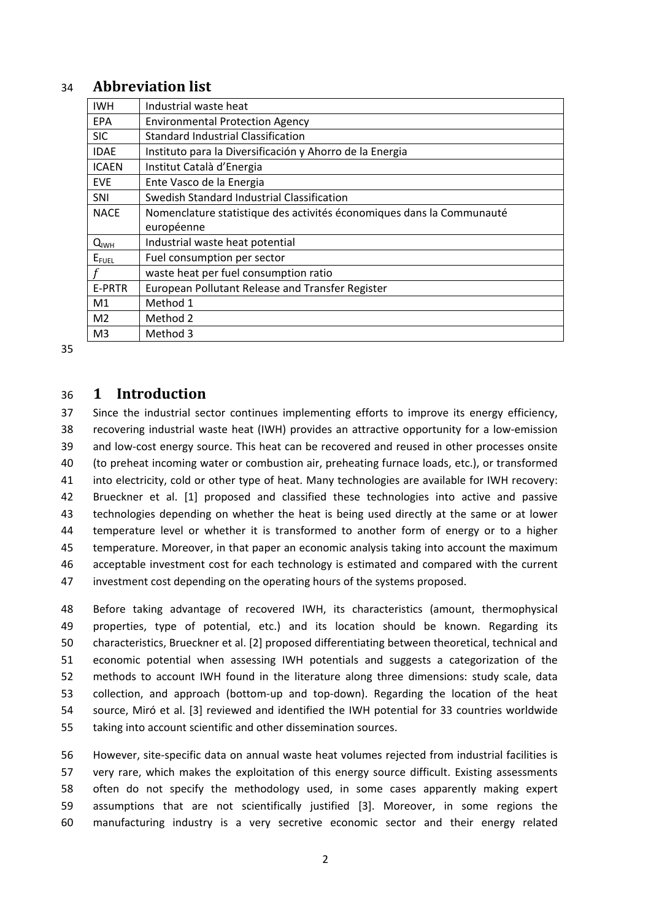## Abbreviation list

| | |
|---|---|
| IWH | Industrial waste heat |
| EPA | Environmental Protection Agency |
| SIC | Standard Industrial Classification |
| IDAE | Instituto para la Diversificación y Ahorro de la Energia |
| ICAEN | Institut Català d'Energia |
| EVE | Ente Vasco de la Energia |
| SNI | Swedish Standard Industrial Classification |
| NACE | Nomenclature statistique des activités économiques dans la Communauté européenne |
| $Q_{IWH}$ | Industrial waste heat potential |
| $E_{FUEL}$ | Fuel consumption per sector |
| $f$ | waste heat per fuel consumption ratio |
| E-PRTR | European Pollutant Release and Transfer Register |
| M1 | Method 1 |
| M2 | Method 2 |
| M3 | Method 3 |

# 1 Introduction

Since the industrial sector continues implementing efforts to improve its energy efficiency, recovering industrial waste heat (IWH) provides an attractive opportunity for a low-emission and low-cost energy source. This heat can be recovered and reused in other processes onsite (to preheat incoming water or combustion air, preheating furnace loads, etc.), or transformed into electricity, cold or other type of heat. Many technologies are available for IWH recovery: Brueckner et al. [1] proposed and classified these technologies into active and passive technologies depending on whether the heat is being used directly at the same or at lower temperature level or whether it is transformed to another form of energy or to a higher temperature. Moreover, in that paper an economic analysis taking into account the maximum acceptable investment cost for each technology is estimated and compared with the current investment cost depending on the operating hours of the systems proposed.

Before taking advantage of recovered IWH, its characteristics (amount, thermophysical properties, type of potential, etc.) and its location should be known. Regarding its characteristics, Brueckner et al. [2] proposed differentiating between theoretical, technical and economic potential when assessing IWH potentials and suggests a categorization of the methods to account IWH found in the literature along three dimensions: study scale, data collection, and approach (bottom-up and top-down). Regarding the location of the heat source, Miró et al. [3] reviewed and identified the IWH potential for 33 countries worldwide taking into account scientific and other dissemination sources.

However, site-specific data on annual waste heat volumes rejected from industrial facilities is very rare, which makes the exploitation of this energy source difficult. Existing assessments often do not specify the methodology used, in some cases apparently making expert assumptions that are not scientifically justified [3]. Moreover, in some regions the manufacturing industry is a very secretive economic sector and their energy related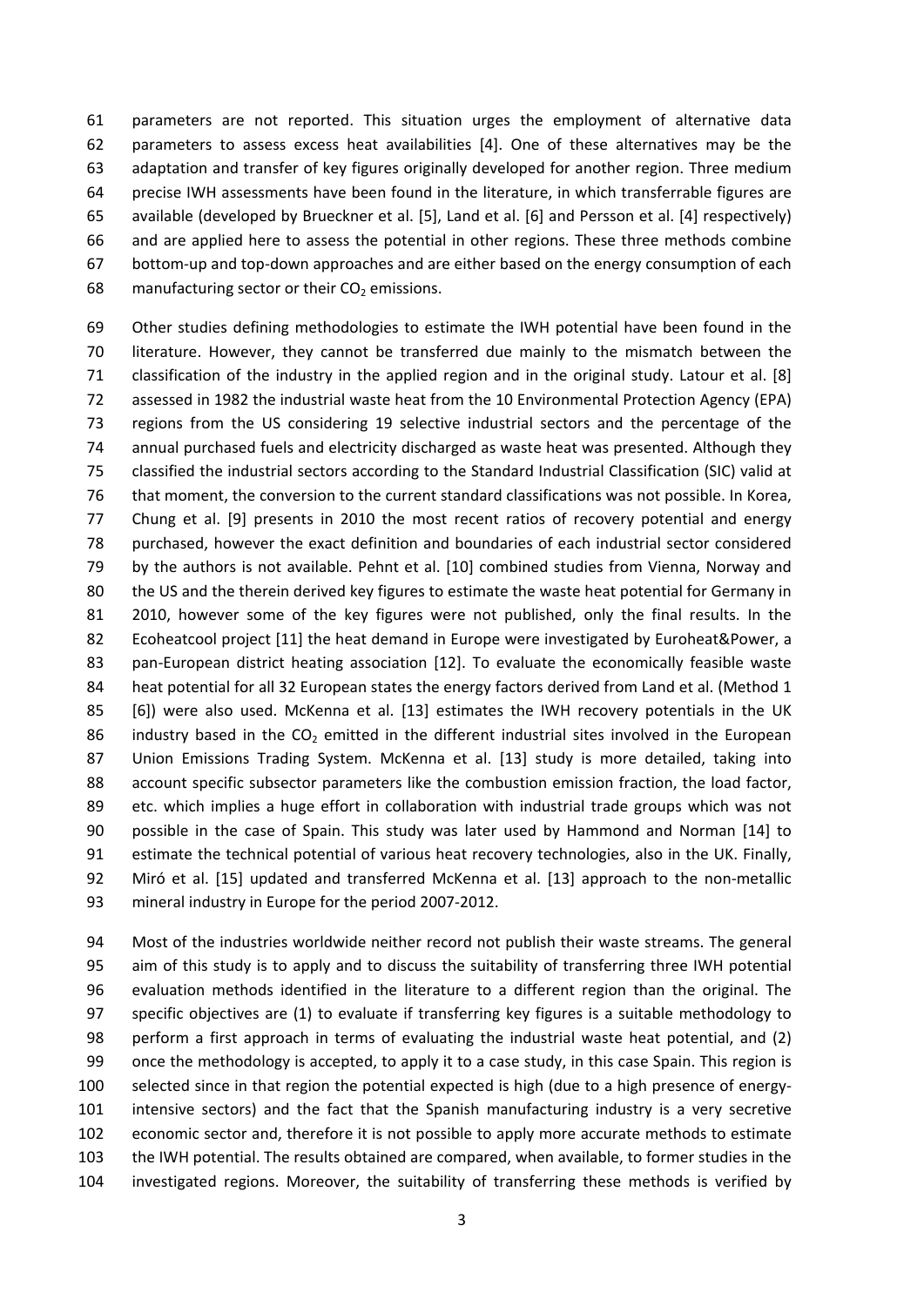parameters are not reported. This situation urges the employment of alternative data parameters to assess excess heat availabilities [4]. One of these alternatives may be the adaptation and transfer of key figures originally developed for another region. Three medium precise IWH assessments have been found in the literature, in which transferrable figures are available (developed by Brueckner et al. [5], Land et al. [6] and Persson et al. [4] respectively) and are applied here to assess the potential in other regions. These three methods combine bottom-up and top-down approaches and are either based on the energy consumption of each manufacturing sector or their $CO_2$ emissions.

Other studies defining methodologies to estimate the IWH potential have been found in the literature. However, they cannot be transferred due mainly to the mismatch between the classification of the industry in the applied region and in the original study. Latour et al. [8] assessed in 1982 the industrial waste heat from the 10 Environmental Protection Agency (EPA) regions from the US considering 19 selective industrial sectors and the percentage of the annual purchased fuels and electricity discharged as waste heat was presented. Although they classified the industrial sectors according to the Standard Industrial Classification (SIC) valid at that moment, the conversion to the current standard classifications was not possible. In Korea, Chung et al. [9] presents in 2010 the most recent ratios of recovery potential and energy purchased, however the exact definition and boundaries of each industrial sector considered by the authors is not available. Pehnt et al. [10] combined studies from Vienna, Norway and the US and the therein derived key figures to estimate the waste heat potential for Germany in 2010, however some of the key figures were not published, only the final results. In the Ecoheatcool project [11] the heat demand in Europe were investigated by Euroheat&Power, a pan-European district heating association [12]. To evaluate the economically feasible waste heat potential for all 32 European states the energy factors derived from Land et al. (Method 1 [6]) were also used. McKenna et al. [13] estimates the IWH recovery potentials in the UK industry based in the $CO_2$ emitted in the different industrial sites involved in the European Union Emissions Trading System. McKenna et al. [13] study is more detailed, taking into account specific subsector parameters like the combustion emission fraction, the load factor, etc. which implies a huge effort in collaboration with industrial trade groups which was not possible in the case of Spain. This study was later used by Hammond and Norman [14] to estimate the technical potential of various heat recovery technologies, also in the UK. Finally, Miró et al. [15] updated and transferred McKenna et al. [13] approach to the non-metallic mineral industry in Europe for the period 2007-2012.

Most of the industries worldwide neither record not publish their waste streams. The general aim of this study is to apply and to discuss the suitability of transferring three IWH potential evaluation methods identified in the literature to a different region than the original. The specific objectives are (1) to evaluate if transferring key figures is a suitable methodology to perform a first approach in terms of evaluating the industrial waste heat potential, and (2) once the methodology is accepted, to apply it to a case study, in this case Spain. This region is selected since in that region the potential expected is high (due to a high presence of energy-intensive sectors) and the fact that the Spanish manufacturing industry is a very secretive economic sector and, therefore it is not possible to apply more accurate methods to estimate the IWH potential. The results obtained are compared, when available, to former studies in the investigated regions. Moreover, the suitability of transferring these methods is verified by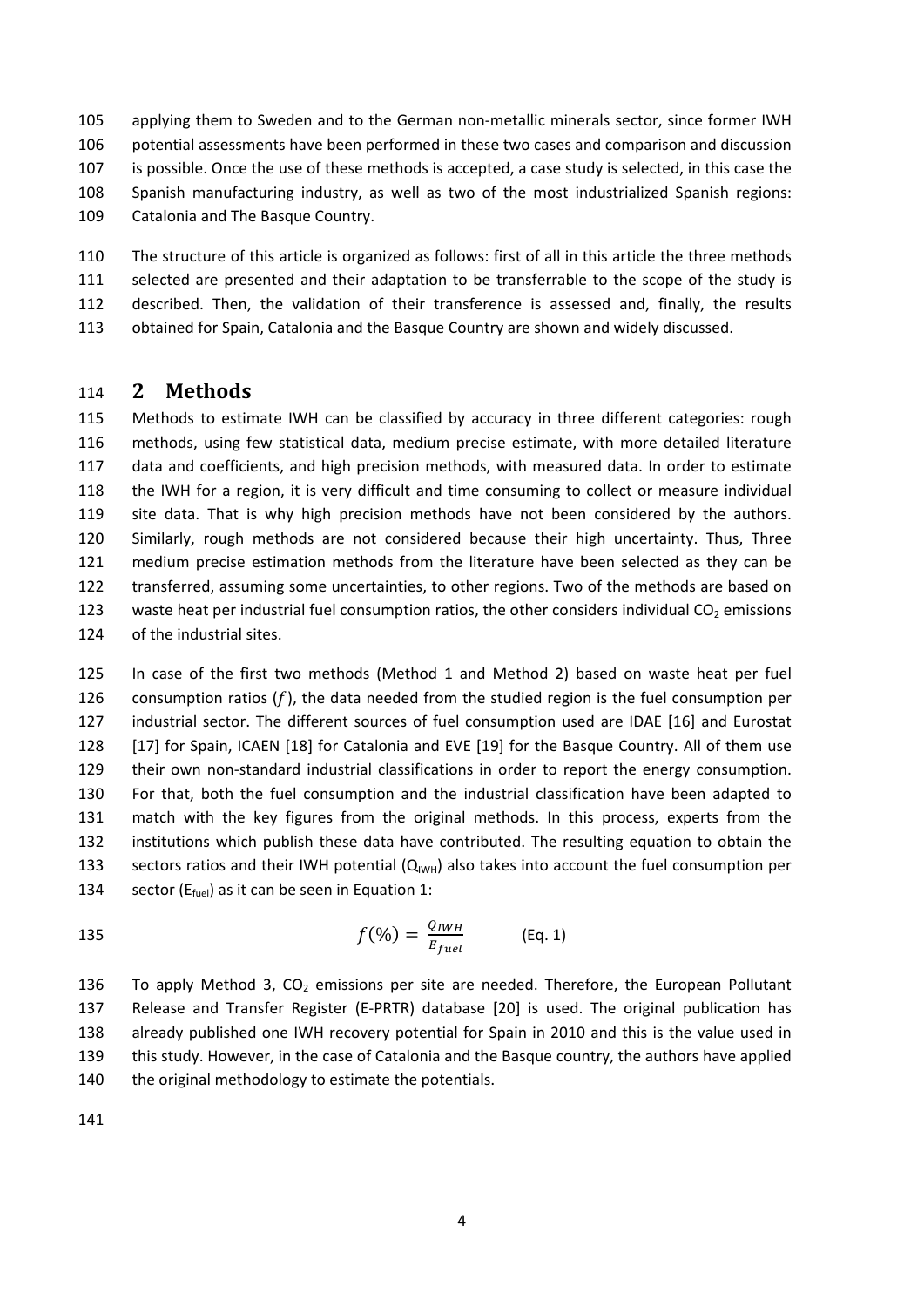applying them to Sweden and to the German non-metallic minerals sector, since former IWH potential assessments have been performed in these two cases and comparison and discussion is possible. Once the use of these methods is accepted, a case study is selected, in this case the Spanish manufacturing industry, as well as two of the most industrialized Spanish regions: Catalonia and The Basque Country.

The structure of this article is organized as follows: first of all in this article the three methods selected are presented and their adaptation to be transferrable to the scope of the study is described. Then, the validation of their transference is assessed and, finally, the results obtained for Spain, Catalonia and the Basque Country are shown and widely discussed.

## 2 Methods

Methods to estimate IWH can be classified by accuracy in three different categories: rough methods, using few statistical data, medium precise estimate, with more detailed literature data and coefficients, and high precision methods, with measured data. In order to estimate the IWH for a region, it is very difficult and time consuming to collect or measure individual site data. That is why high precision methods have not been considered by the authors. Similarly, rough methods are not considered because their high uncertainty. Thus, Three medium precise estimation methods from the literature have been selected as they can be transferred, assuming some uncertainties, to other regions. Two of the methods are based on waste heat per industrial fuel consumption ratios, the other considers individual $CO_2$ emissions of the industrial sites.

In case of the first two methods (Method 1 and Method 2) based on waste heat per fuel consumption ratios ($f$), the data needed from the studied region is the fuel consumption per industrial sector. The different sources of fuel consumption used are IDAE [16] and Eurostat [17] for Spain, ICAEN [18] for Catalonia and EVE [19] for the Basque Country. All of them use their own non-standard industrial classifications in order to report the energy consumption. For that, both the fuel consumption and the industrial classification have been adapted to match with the key figures from the original methods. In this process, experts from the institutions which publish these data have contributed. The resulting equation to obtain the sectors ratios and their IWH potential ($Q_{IWH}$) also takes into account the fuel consumption per sector ($E_{fuel}$) as it can be seen in Equation 1:

$$f(\%) = \frac{Q_{IWH}}{E_{fuel}} \qquad \text{(Eq. 1)}$$

To apply Method 3, $CO_2$ emissions per site are needed. Therefore, the European Pollutant Release and Transfer Register (E-PRTR) database [20] is used. The original publication has already published one IWH recovery potential for Spain in 2010 and this is the value used in this study. However, in the case of Catalonia and the Basque country, the authors have applied the original methodology to estimate the potentials.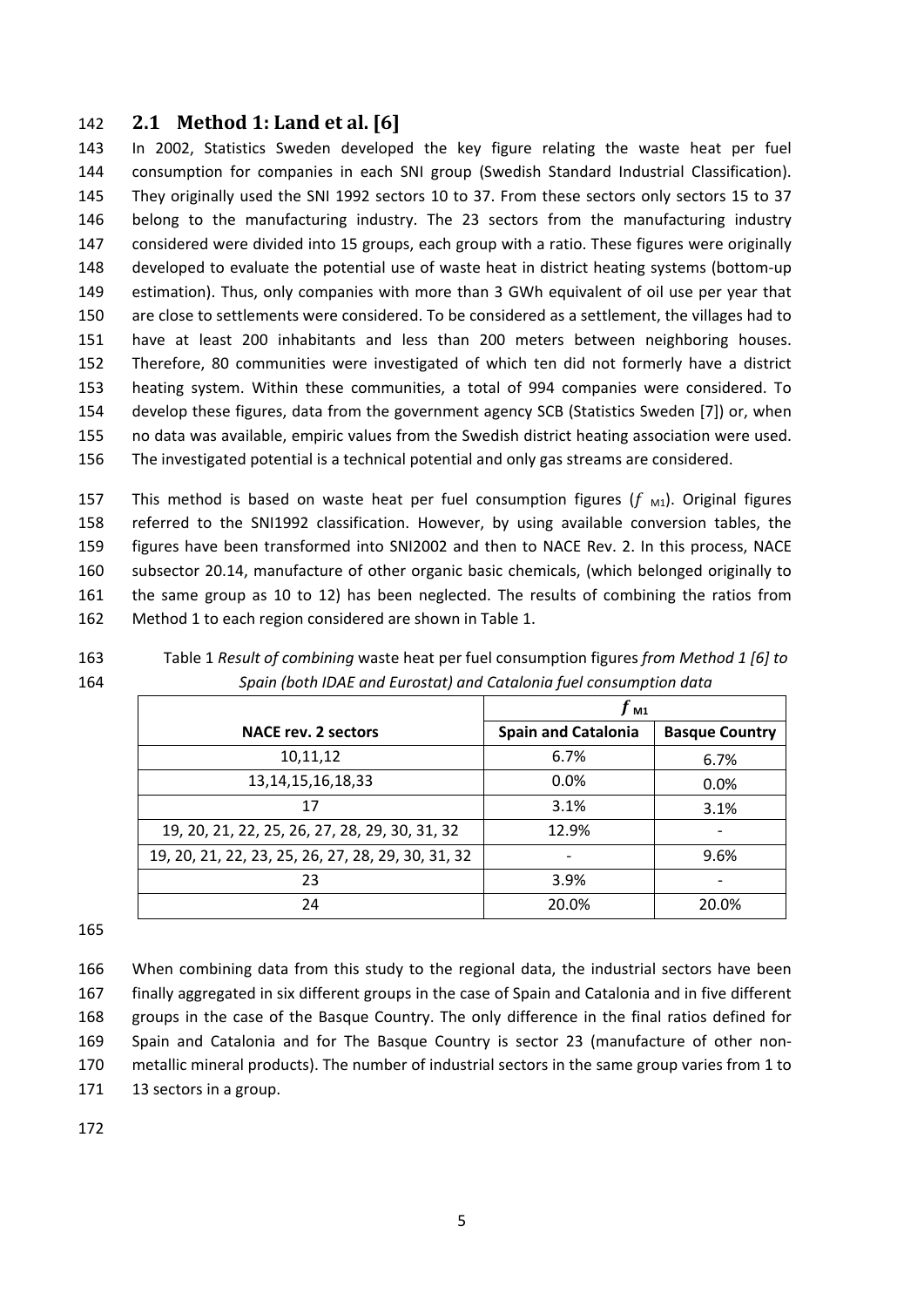## 2.1 Method 1: Land et al. [6]

In 2002, Statistics Sweden developed the key figure relating the waste heat per fuel consumption for companies in each SNI group (Swedish Standard Industrial Classification). They originally used the SNI 1992 sectors 10 to 37. From these sectors only sectors 15 to 37 belong to the manufacturing industry. The 23 sectors from the manufacturing industry considered were divided into 15 groups, each group with a ratio. These figures were originally developed to evaluate the potential use of waste heat in district heating systems (bottom-up estimation). Thus, only companies with more than 3 GWh equivalent of oil use per year that are close to settlements were considered. To be considered as a settlement, the villages had to have at least 200 inhabitants and less than 200 meters between neighboring houses. Therefore, 80 communities were investigated of which ten did not formerly have a district heating system. Within these communities, a total of 994 companies were considered. To develop these figures, data from the government agency SCB (Statistics Sweden [7]) or, when no data was available, empiric values from the Swedish district heating association were used. The investigated potential is a technical potential and only gas streams are considered.

This method is based on waste heat per fuel consumption figures ($f_{M1}$). Original figures referred to the SNI1992 classification. However, by using available conversion tables, the figures have been transformed into SNI2002 and then to NACE Rev. 2. In this process, NACE subsector 20.14, manufacture of other organic basic chemicals, (which belonged originally to the same group as 10 to 12) has been neglected. The results of combining the ratios from Method 1 to each region considered are shown in Table 1.

Table 1 *Result of combining* waste heat per fuel consumption figures *from Method 1 [6] to Spain (both IDAE and Eurostat) and Catalonia fuel consumption data*

| | $f_{M1}$ | |
|---|---|---|
| **NACE rev. 2 sectors** | **Spain and Catalonia** | **Basque Country** |
| 10,11,12 | 6.7% | 6.7% |
| 13,14,15,16,18,33 | 0.0% | 0.0% |
| 17 | 3.1% | 3.1% |
| 19, 20, 21, 22, 25, 26, 27, 28, 29, 30, 31, 32 | 12.9% | - |
| 19, 20, 21, 22, 23, 25, 26, 27, 28, 29, 30, 31, 32 | - | 9.6% |
| 23 | 3.9% | - |
| 24 | 20.0% | 20.0% |

When combining data from this study to the regional data, the industrial sectors have been finally aggregated in six different groups in the case of Spain and Catalonia and in five different groups in the case of the Basque Country. The only difference in the final ratios defined for Spain and Catalonia and for The Basque Country is sector 23 (manufacture of other non-metallic mineral products). The number of industrial sectors in the same group varies from 1 to 13 sectors in a group.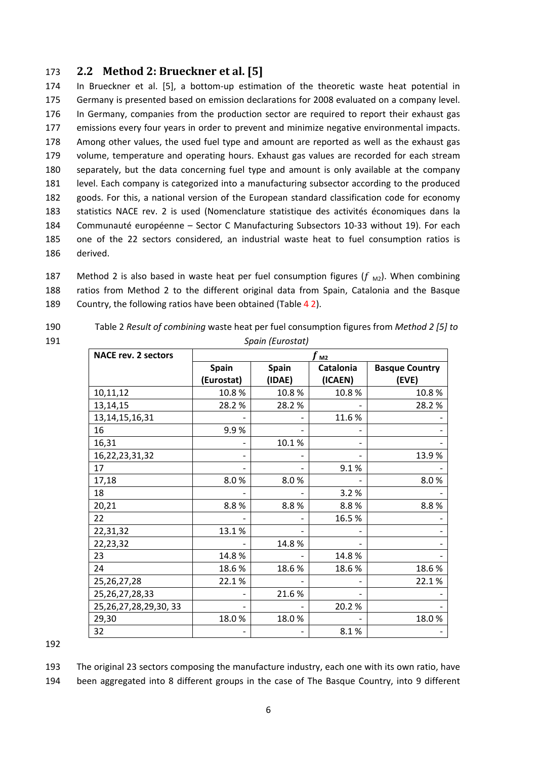## 2.2 Method 2: Brueckner et al. [5]

In Brueckner et al. [5], a bottom-up estimation of the theoretic waste heat potential in Germany is presented based on emission declarations for 2008 evaluated on a company level. In Germany, companies from the production sector are required to report their exhaust gas emissions every four years in order to prevent and minimize negative environmental impacts. Among other values, the used fuel type and amount are reported as well as the exhaust gas volume, temperature and operating hours. Exhaust gas values are recorded for each stream separately, but the data concerning fuel type and amount is only available at the company level. Each company is categorized into a manufacturing subsector according to the produced goods. For this, a national version of the European standard classification code for economy statistics NACE rev. 2 is used (Nomenclature statistique des activités économiques dans la Communauté européenne – Sector C Manufacturing Subsectors 10-33 without 19). For each one of the 22 sectors considered, an industrial waste heat to fuel consumption ratios is derived.

Method 2 is also based in waste heat per fuel consumption figures ($f_{M2}$). When combining ratios from Method 2 to the different original data from Spain, Catalonia and the Basque Country, the following ratios have been obtained (Table 4 2).

Table 2 *Result of combining* waste heat per fuel consumption figures from *Method 2 [5] to Spain (Eurostat)*

| NACE rev. 2 sectors | $f_{M2}$ | | | |
|---|---|---|---|---|
| | Spain (Eurostat) | Spain (IDAE) | Catalonia (ICAEN) | Basque Country (EVE) |
| 10,11,12 | 10.8 % | 10.8 % | 10.8 % | 10.8 % |
| 13,14,15 | 28.2 % | 28.2 % | - | 28.2 % |
| 13,14,15,16,31 | - | - | 11.6 % | - |
| 16 | 9.9 % | - | - | - |
| 16,31 | - | 10.1 % | - | - |
| 16,22,23,31,32 | - | - | - | 13.9 % |
| 17 | - | - | 9.1 % | - |
| 17,18 | 8.0 % | 8.0 % | - | 8.0 % |
| 18 | - | - | 3.2 % | - |
| 20,21 | 8.8 % | 8.8 % | 8.8 % | 8.8 % |
| 22 | - | - | 16.5 % | - |
| 22,31,32 | 13.1 % | - | - | - |
| 22,23,32 | - | 14.8 % | - | - |
| 23 | 14.8 % | - | 14.8 % | - |
| 24 | 18.6 % | 18.6 % | 18.6 % | 18.6 % |
| 25,26,27,28 | 22.1 % | - | - | 22.1 % |
| 25,26,27,28,33 | - | 21.6 % | - | - |
| 25,26,27,28,29,30, 33 | - | - | 20.2 % | - |
| 29,30 | 18.0 % | 18.0 % | - | 18.0 % |
| 32 | - | - | 8.1 % | - |

The original 23 sectors composing the manufacture industry, each one with its own ratio, have been aggregated into 8 different groups in the case of The Basque Country, into 9 different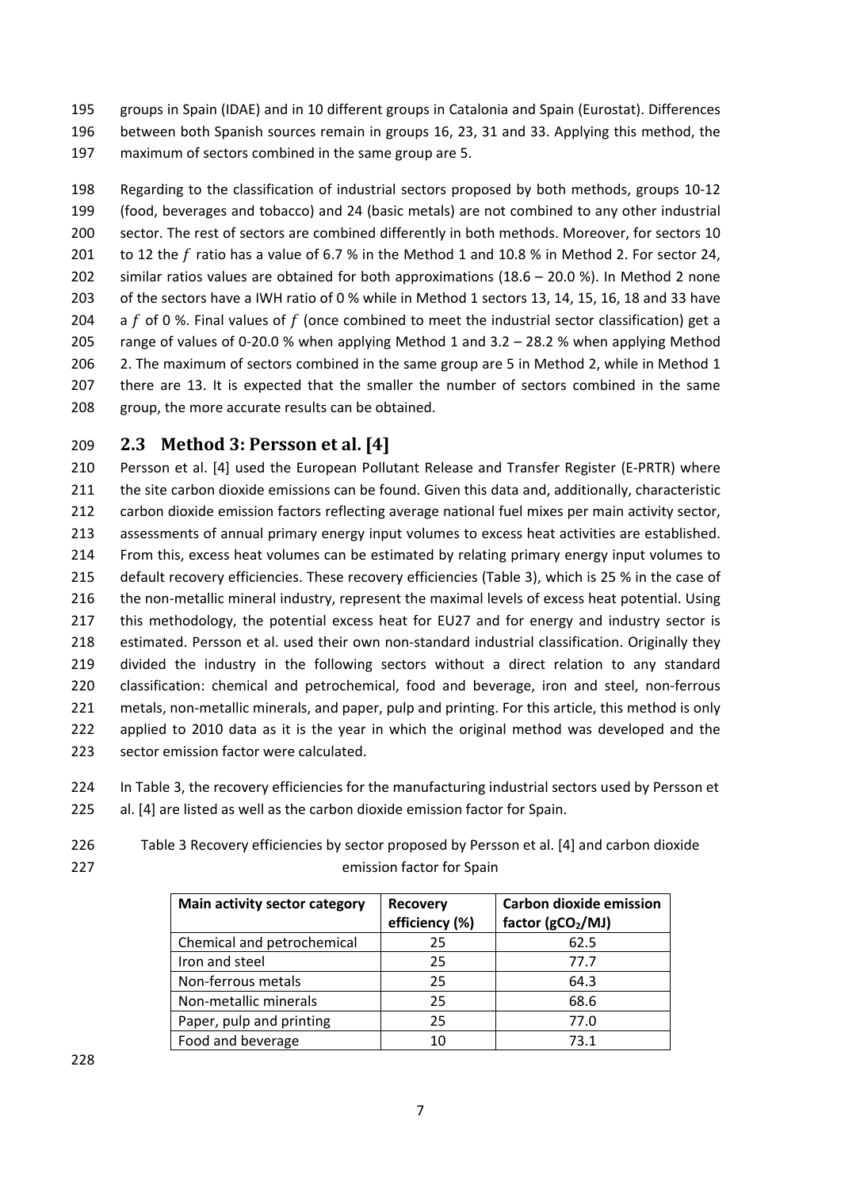groups in Spain (IDAE) and in 10 different groups in Catalonia and Spain (Eurostat). Differences between both Spanish sources remain in groups 16, 23, 31 and 33. Applying this method, the maximum of sectors combined in the same group are 5.

Regarding to the classification of industrial sectors proposed by both methods, groups 10-12 (food, beverages and tobacco) and 24 (basic metals) are not combined to any other industrial sector. The rest of sectors are combined differently in both methods. Moreover, for sectors 10 to 12 the $f$ ratio has a value of 6.7 % in the Method 1 and 10.8 % in Method 2. For sector 24, similar ratios values are obtained for both approximations (18.6 – 20.0 %). In Method 2 none of the sectors have a IWH ratio of 0 % while in Method 1 sectors 13, 14, 15, 16, 18 and 33 have a $f$ of 0 %. Final values of $f$ (once combined to meet the industrial sector classification) get a range of values of 0-20.0 % when applying Method 1 and 3.2 – 28.2 % when applying Method 2. The maximum of sectors combined in the same group are 5 in Method 2, while in Method 1 there are 13. It is expected that the smaller the number of sectors combined in the same group, the more accurate results can be obtained.

## 2.3 Method 3: Persson et al. [4]

Persson et al. [4] used the European Pollutant Release and Transfer Register (E-PRTR) where the site carbon dioxide emissions can be found. Given this data and, additionally, characteristic carbon dioxide emission factors reflecting average national fuel mixes per main activity sector, assessments of annual primary energy input volumes to excess heat activities are established. From this, excess heat volumes can be estimated by relating primary energy input volumes to default recovery efficiencies. These recovery efficiencies (Table 3), which is 25 % in the case of the non-metallic mineral industry, represent the maximal levels of excess heat potential. Using this methodology, the potential excess heat for EU27 and for energy and industry sector is estimated. Persson et al. used their own non-standard industrial classification. Originally they divided the industry in the following sectors without a direct relation to any standard classification: chemical and petrochemical, food and beverage, iron and steel, non-ferrous metals, non-metallic minerals, and paper, pulp and printing. For this article, this method is only applied to 2010 data as it is the year in which the original method was developed and the sector emission factor were calculated.

In Table 3, the recovery efficiencies for the manufacturing industrial sectors used by Persson et al. [4] are listed as well as the carbon dioxide emission factor for Spain.

Table 3 Recovery efficiencies by sector proposed by Persson et al. [4] and carbon dioxide emission factor for Spain

| Main activity sector category | Recovery efficiency (%) | Carbon dioxide emission factor ($gCO_2/MJ$) |
|---|---|---|
| Chemical and petrochemical | 25 | 62.5 |
| Iron and steel | 25 | 77.7 |
| Non-ferrous metals | 25 | 64.3 |
| Non-metallic minerals | 25 | 68.6 |
| Paper, pulp and printing | 25 | 77.0 |
| Food and beverage | 10 | 73.1 |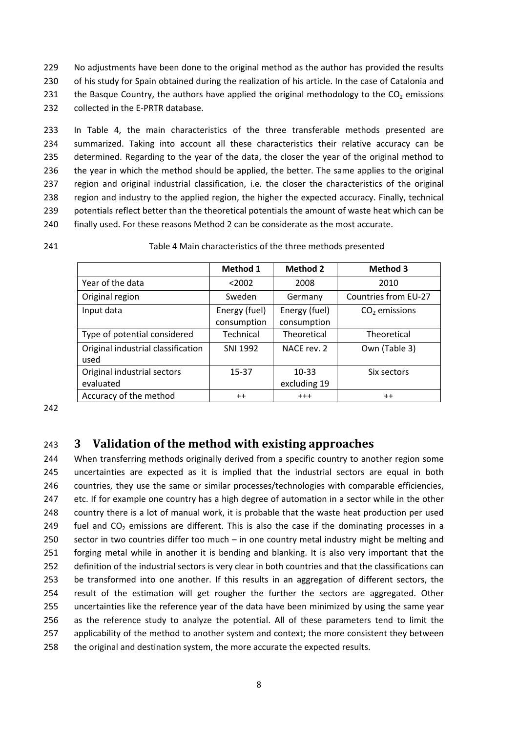No adjustments have been done to the original method as the author has provided the results of his study for Spain obtained during the realization of his article. In the case of Catalonia and the Basque Country, the authors have applied the original methodology to the $CO_2$ emissions collected in the E-PRTR database.

In Table 4, the main characteristics of the three transferable methods presented are summarized. Taking into account all these characteristics their relative accuracy can be determined. Regarding to the year of the data, the closer the year of the original method to the year in which the method should be applied, the better. The same applies to the original region and original industrial classification, i.e. the closer the characteristics of the original region and industry to the applied region, the higher the expected accuracy. Finally, technical potentials reflect better than the theoretical potentials the amount of waste heat which can be finally used. For these reasons Method 2 can be considerate as the most accurate.

Table 4 Main characteristics of the three methods presented

| | Method 1 | Method 2 | Method 3 |
|---|---|---|---|
| Year of the data | <2002 | 2008 | 2010 |
| Original region | Sweden | Germany | Countries from EU-27 |
| Input data | Energy (fuel) consumption | Energy (fuel) consumption | $CO_2$ emissions |
| Type of potential considered | Technical | Theoretical | Theoretical |
| Original industrial classification used | SNI 1992 | NACE rev. 2 | Own (Table 3) |
| Original industrial sectors evaluated | 15-37 | 10-33 excluding 19 | Six sectors |
| Accuracy of the method | ++ | +++ | ++ |

# 3 Validation of the method with existing approaches

When transferring methods originally derived from a specific country to another region some uncertainties are expected as it is implied that the industrial sectors are equal in both countries, they use the same or similar processes/technologies with comparable efficiencies, etc. If for example one country has a high degree of automation in a sector while in the other country there is a lot of manual work, it is probable that the waste heat production per used fuel and $CO_2$ emissions are different. This is also the case if the dominating processes in a sector in two countries differ too much – in one country metal industry might be melting and forging metal while in another it is bending and blanking. It is also very important that the definition of the industrial sectors is very clear in both countries and that the classifications can be transformed into one another. If this results in an aggregation of different sectors, the result of the estimation will get rougher the further the sectors are aggregated. Other uncertainties like the reference year of the data have been minimized by using the same year as the reference study to analyze the potential. All of these parameters tend to limit the applicability of the method to another system and context; the more consistent they between the original and destination system, the more accurate the expected results.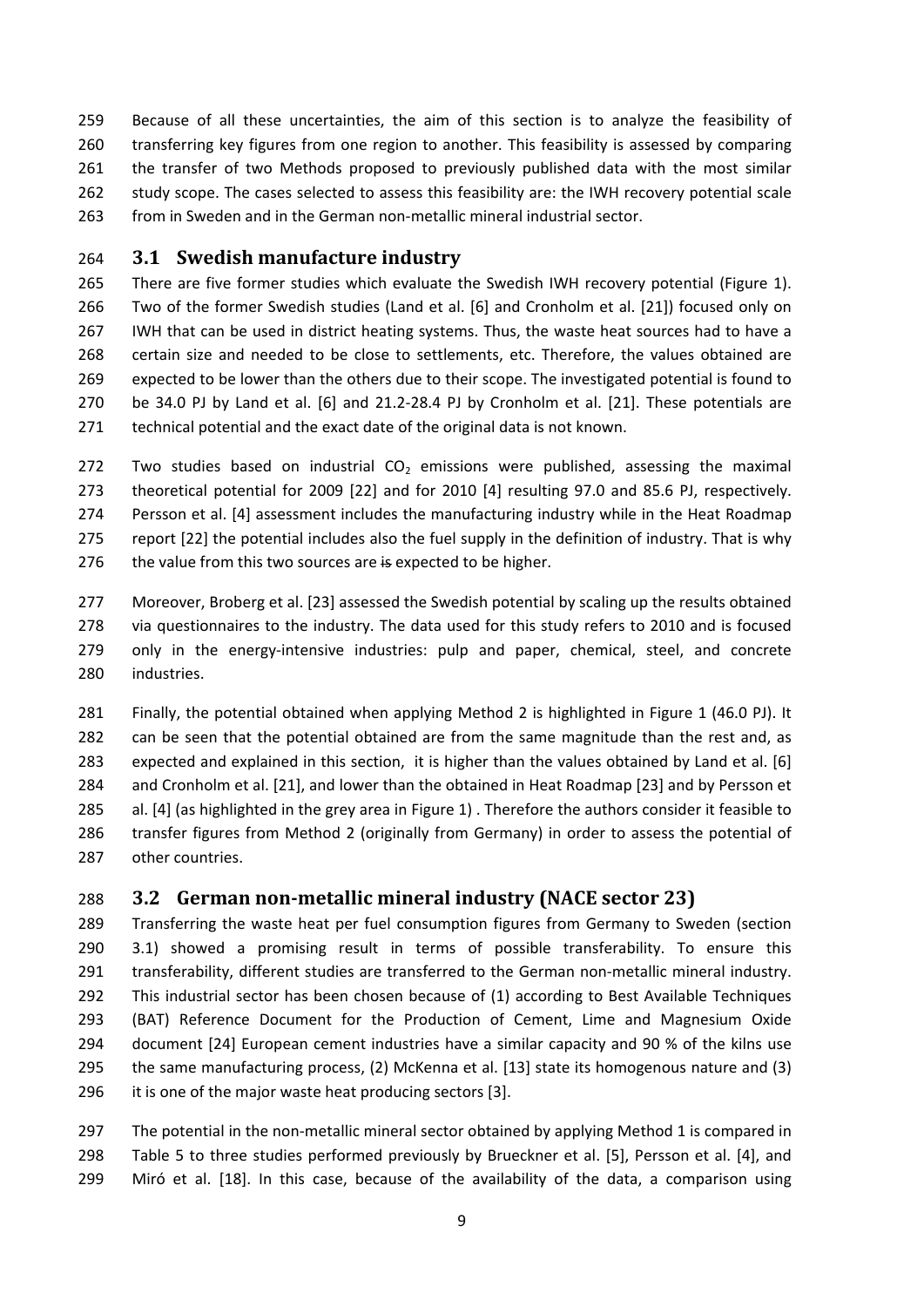Because of all these uncertainties, the aim of this section is to analyze the feasibility of transferring key figures from one region to another. This feasibility is assessed by comparing the transfer of two Methods proposed to previously published data with the most similar study scope. The cases selected to assess this feasibility are: the IWH recovery potential scale from in Sweden and in the German non-metallic mineral industrial sector.

## 3.1 Swedish manufacture industry

There are five former studies which evaluate the Swedish IWH recovery potential (Figure 1). Two of the former Swedish studies (Land et al. [6] and Cronholm et al. [21]) focused only on IWH that can be used in district heating systems. Thus, the waste heat sources had to have a certain size and needed to be close to settlements, etc. Therefore, the values obtained are expected to be lower than the others due to their scope. The investigated potential is found to be 34.0 PJ by Land et al. [6] and 21.2-28.4 PJ by Cronholm et al. [21]. These potentials are technical potential and the exact date of the original data is not known.

Two studies based on industrial $CO_2$ emissions were published, assessing the maximal theoretical potential for 2009 [22] and for 2010 [4] resulting 97.0 and 85.6 PJ, respectively. Persson et al. [4] assessment includes the manufacturing industry while in the Heat Roadmap report [22] the potential includes also the fuel supply in the definition of industry. That is why the value from this two sources are ~~is~~ expected to be higher.

Moreover, Broberg et al. [23] assessed the Swedish potential by scaling up the results obtained via questionnaires to the industry. The data used for this study refers to 2010 and is focused only in the energy-intensive industries: pulp and paper, chemical, steel, and concrete industries.

Finally, the potential obtained when applying Method 2 is highlighted in Figure 1 (46.0 PJ). It can be seen that the potential obtained are from the same magnitude than the rest and, as expected and explained in this section, it is higher than the values obtained by Land et al. [6] and Cronholm et al. [21], and lower than the obtained in Heat Roadmap [23] and by Persson et al. [4] (as highlighted in the grey area in Figure 1) . Therefore the authors consider it feasible to transfer figures from Method 2 (originally from Germany) in order to assess the potential of other countries.

## 3.2 German non-metallic mineral industry (NACE sector 23)

Transferring the waste heat per fuel consumption figures from Germany to Sweden (section 3.1) showed a promising result in terms of possible transferability. To ensure this transferability, different studies are transferred to the German non-metallic mineral industry. This industrial sector has been chosen because of (1) according to Best Available Techniques (BAT) Reference Document for the Production of Cement, Lime and Magnesium Oxide document [24] European cement industries have a similar capacity and 90 % of the kilns use the same manufacturing process, (2) McKenna et al. [13] state its homogenous nature and (3) it is one of the major waste heat producing sectors [3].

The potential in the non-metallic mineral sector obtained by applying Method 1 is compared in Table 5 to three studies performed previously by Brueckner et al. [5], Persson et al. [4], and Miró et al. [18]. In this case, because of the availability of the data, a comparison using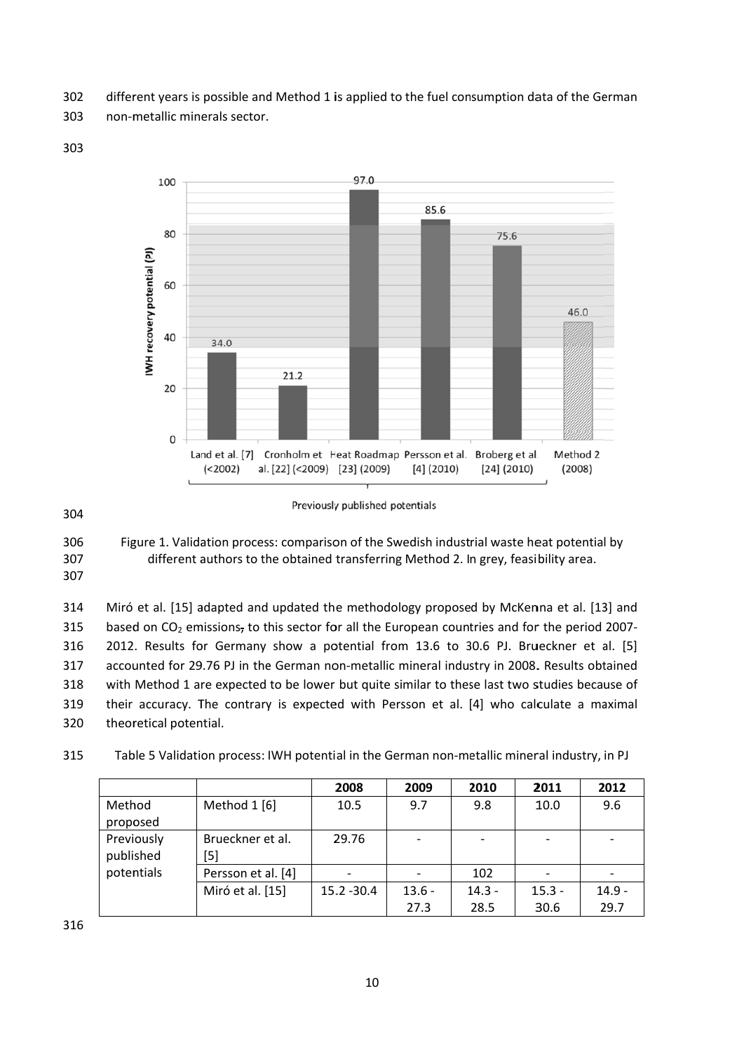different years is possible and Method 1 is applied to the fuel consumption data of the German non-metallic minerals sector.

Figure 1. Validation process: comparison of the Swedish industrial waste heat potential by different authors to the obtained transferring Method 2. In grey, feasibility area.

Miró et al. [15] adapted and updated the methodology proposed by McKenna et al. [13] and based on $CO_2$ emissions, to this sector for all the European countries and for the period 2007-2012. Results for Germany show a potential from 13.6 to 30.6 PJ. Brueckner et al. [5] accounted for 29.76 PJ in the German non-metallic mineral industry in 2008. Results obtained with Method 1 are expected to be lower but quite similar to these last two studies because of their accuracy. The contrary is expected with Persson et al. [4] who calculate a maximal theoretical potential.

Table 5 Validation process: IWH potential in the German non-metallic mineral industry, in PJ

| | | 2008 | 2009 | 2010 | 2011 | 2012 |
|---|---|---|---|---|---|---|
| Method proposed | Method 1 [6] | 10.5 | 9.7 | 9.8 | 10.0 | 9.6 |
| Previously published potentials | Brueckner et al. [5] | 29.76 | - | - | - | - |
| | Persson et al. [4] | - | - | 102 | - | - |
| | Miró et al. [15] | 15.2 -30.4 | 13.6 - 27.3 | 14.3 - 28.5 | 15.3 - 30.6 | 14.9 - 29.7 |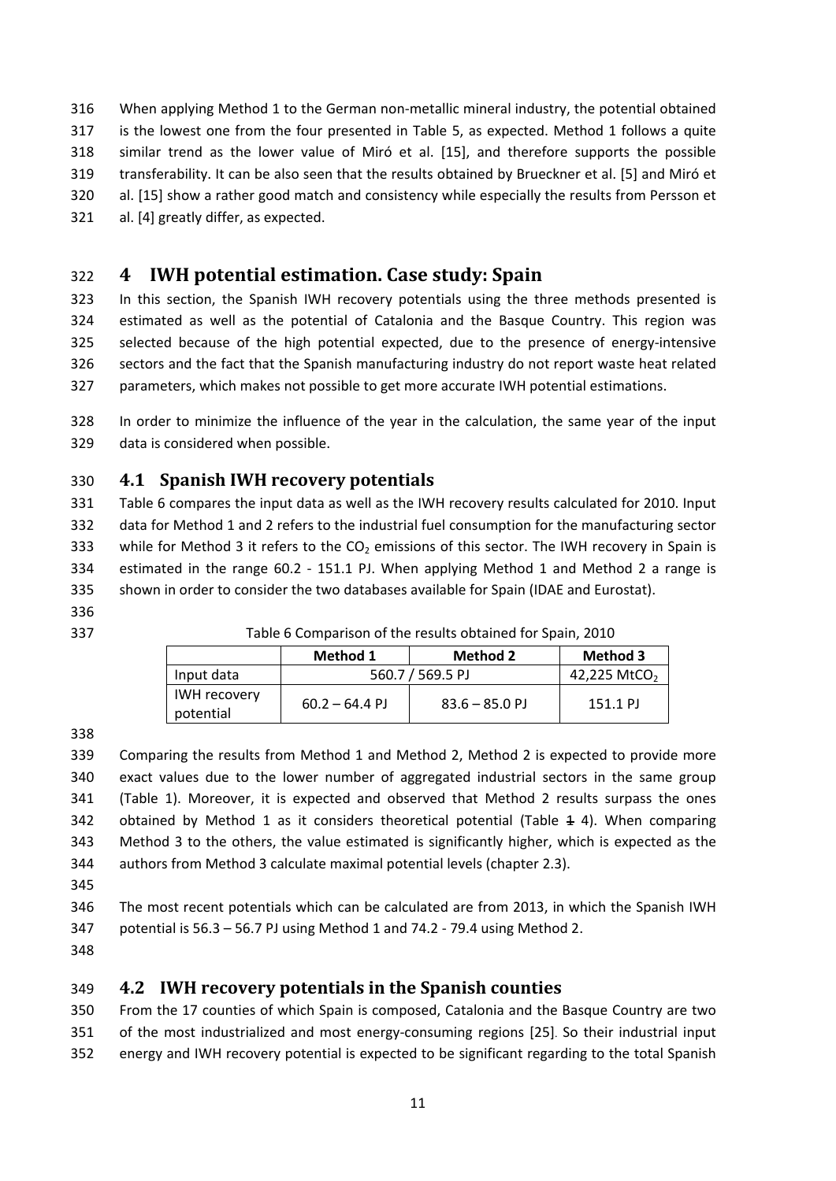When applying Method 1 to the German non-metallic mineral industry, the potential obtained is the lowest one from the four presented in Table 5, as expected. Method 1 follows a quite similar trend as the lower value of Miró et al. [15], and therefore supports the possible transferability. It can be also seen that the results obtained by Brueckner et al. [5] and Miró et al. [15] show a rather good match and consistency while especially the results from Persson et al. [4] greatly differ, as expected.

# 4 IWH potential estimation. Case study: Spain

In this section, the Spanish IWH recovery potentials using the three methods presented is estimated as well as the potential of Catalonia and the Basque Country. This region was selected because of the high potential expected, due to the presence of energy-intensive sectors and the fact that the Spanish manufacturing industry do not report waste heat related parameters, which makes not possible to get more accurate IWH potential estimations.

In order to minimize the influence of the year in the calculation, the same year of the input data is considered when possible.

## 4.1 Spanish IWH recovery potentials

Table 6 compares the input data as well as the IWH recovery results calculated for 2010. Input data for Method 1 and 2 refers to the industrial fuel consumption for the manufacturing sector while for Method 3 it refers to the $CO_2$ emissions of this sector. The IWH recovery in Spain is estimated in the range 60.2 - 151.1 PJ. When applying Method 1 and Method 2 a range is shown in order to consider the two databases available for Spain (IDAE and Eurostat).

Table 6 Comparison of the results obtained for Spain, 2010

| | Method 1 | Method 2 | Method 3 |
|---|---|---|---|
| Input data | 560.7 / 569.5 PJ | | 42,225 $MtCO_2$ |
| IWH recovery potential | 60.2 – 64.4 PJ | 83.6 – 85.0 PJ | 151.1 PJ |

Comparing the results from Method 1 and Method 2, Method 2 is expected to provide more exact values due to the lower number of aggregated industrial sectors in the same group (Table 1). Moreover, it is expected and observed that Method 2 results surpass the ones obtained by Method 1 as it considers theoretical potential (Table ~~1~~ 4). When comparing Method 3 to the others, the value estimated is significantly higher, which is expected as the authors from Method 3 calculate maximal potential levels (chapter 2.3).

The most recent potentials which can be calculated are from 2013, in which the Spanish IWH potential is 56.3 – 56.7 PJ using Method 1 and 74.2 - 79.4 using Method 2.

## 4.2 IWH recovery potentials in the Spanish counties

From the 17 counties of which Spain is composed, Catalonia and the Basque Country are two of the most industrialized and most energy-consuming regions [25]. So their industrial input energy and IWH recovery potential is expected to be significant regarding to the total Spanish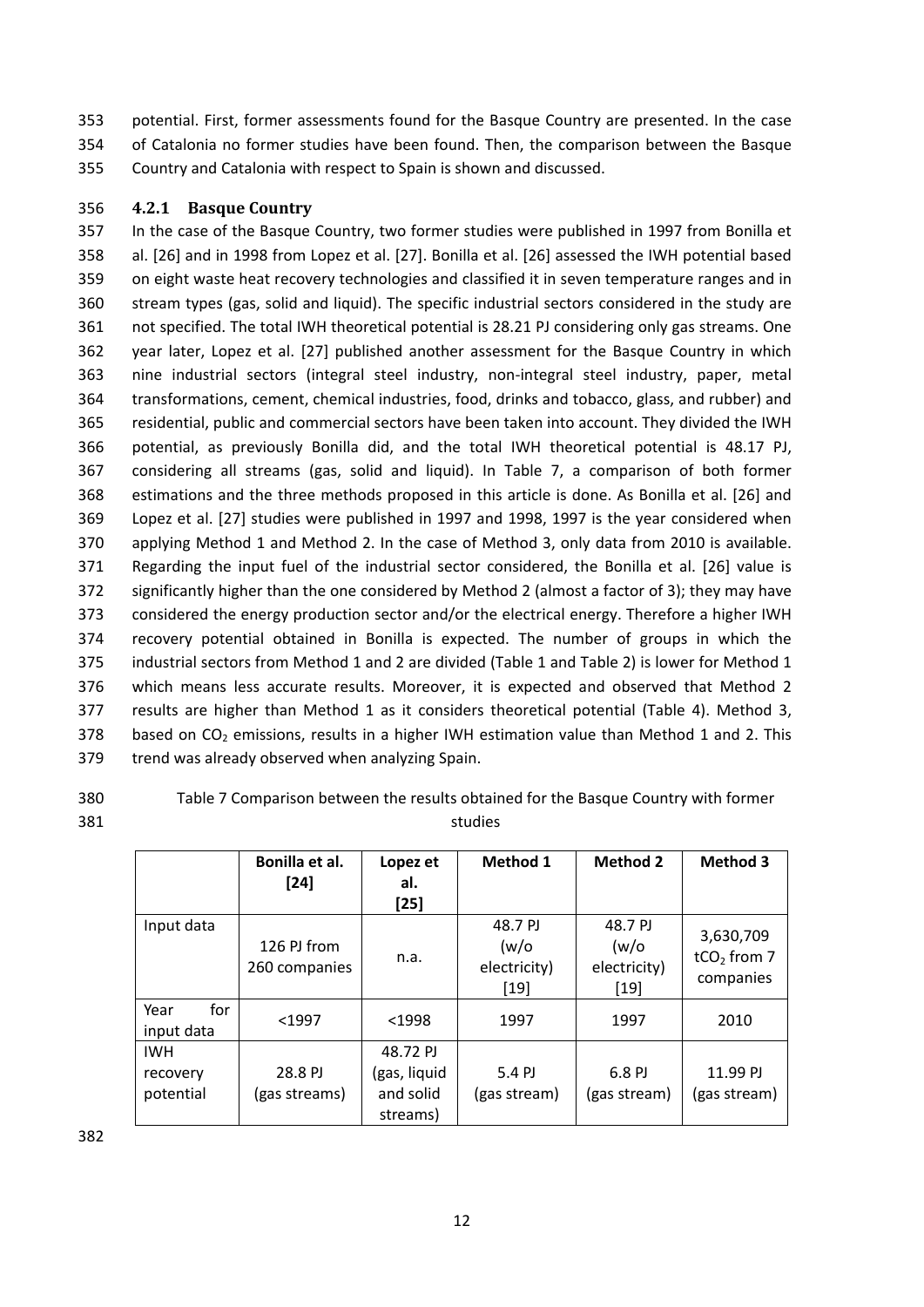potential. First, former assessments found for the Basque Country are presented. In the case of Catalonia no former studies have been found. Then, the comparison between the Basque Country and Catalonia with respect to Spain is shown and discussed.

#### 4.2.1 Basque Country

In the case of the Basque Country, two former studies were published in 1997 from Bonilla et al. [26] and in 1998 from Lopez et al. [27]. Bonilla et al. [26] assessed the IWH potential based on eight waste heat recovery technologies and classified it in seven temperature ranges and in stream types (gas, solid and liquid). The specific industrial sectors considered in the study are not specified. The total IWH theoretical potential is 28.21 PJ considering only gas streams. One year later, Lopez et al. [27] published another assessment for the Basque Country in which nine industrial sectors (integral steel industry, non-integral steel industry, paper, metal transformations, cement, chemical industries, food, drinks and tobacco, glass, and rubber) and residential, public and commercial sectors have been taken into account. They divided the IWH potential, as previously Bonilla did, and the total IWH theoretical potential is 48.17 PJ, considering all streams (gas, solid and liquid). In Table 7, a comparison of both former estimations and the three methods proposed in this article is done. As Bonilla et al. [26] and Lopez et al. [27] studies were published in 1997 and 1998, 1997 is the year considered when applying Method 1 and Method 2. In the case of Method 3, only data from 2010 is available. Regarding the input fuel of the industrial sector considered, the Bonilla et al. [26] value is significantly higher than the one considered by Method 2 (almost a factor of 3); they may have considered the energy production sector and/or the electrical energy. Therefore a higher IWH recovery potential obtained in Bonilla is expected. The number of groups in which the industrial sectors from Method 1 and 2 are divided (Table 1 and Table 2) is lower for Method 1 which means less accurate results. Moreover, it is expected and observed that Method 2 results are higher than Method 1 as it considers theoretical potential (Table 4). Method 3, based on $CO_2$ emissions, results in a higher IWH estimation value than Method 1 and 2. This trend was already observed when analyzing Spain.

Table 7 Comparison between the results obtained for the Basque Country with former studies

| | Bonilla et al. [24] | Lopez et al. [25] | Method 1 | Method 2 | Method 3 |
|---|---|---|---|---|---|
| Input data | 126 PJ from 260 companies | n.a. | 48.7 PJ (w/o electricity) [19] | 48.7 PJ (w/o electricity) [19] | 3,630,709 $tCO_2$ from 7 companies |
| Year for input data | <1997 | <1998 | 1997 | 1997 | 2010 |
| IWH recovery potential | 28.8 PJ (gas streams) | 48.72 PJ (gas, liquid and solid streams) | 5.4 PJ (gas stream) | 6.8 PJ (gas stream) | 11.99 PJ (gas stream) |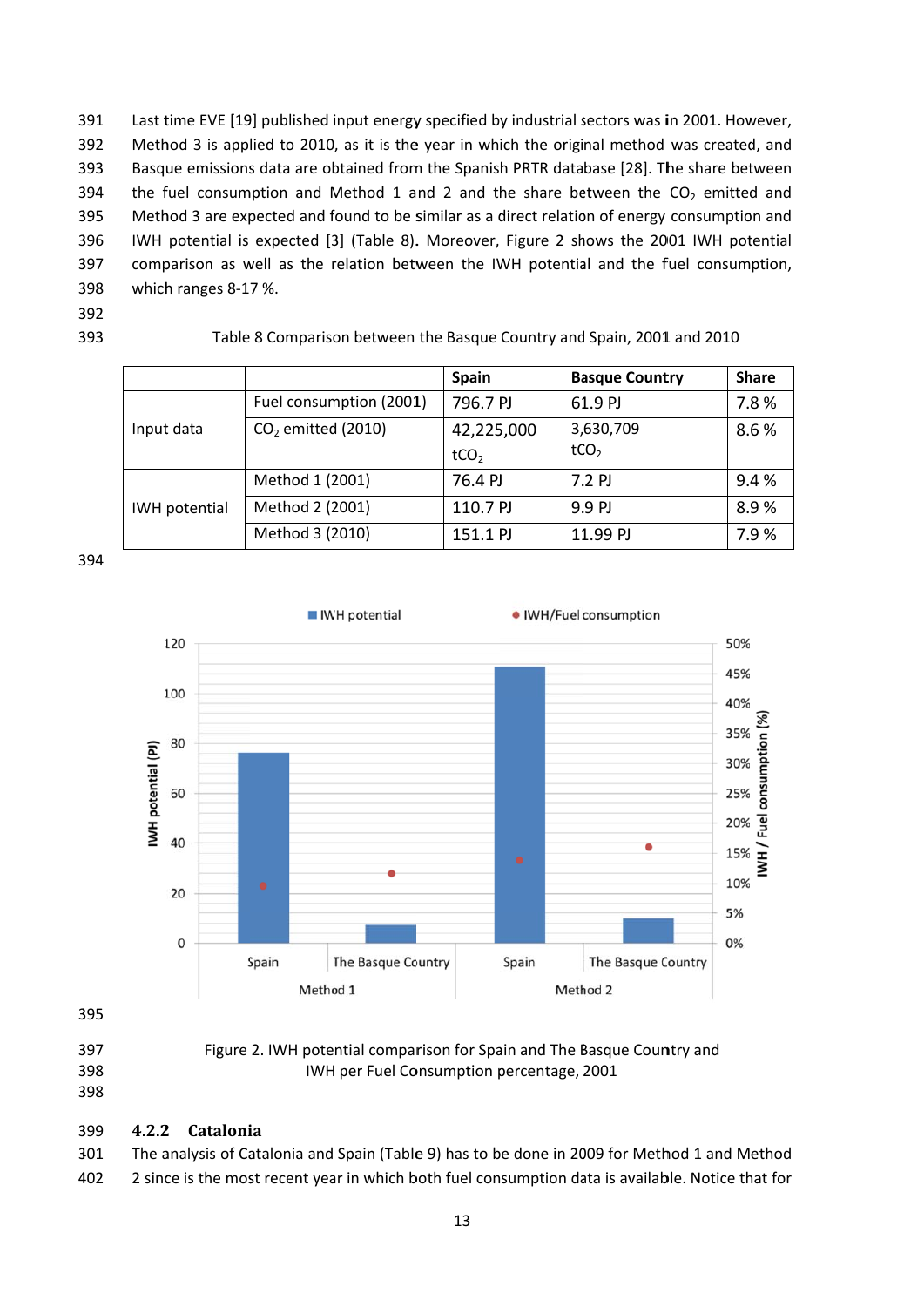Last time EVE [19] published input energy specified by industrial sectors was in 2001. However, Method 3 is applied to 2010, as it is the year in which the original method was created, and Basque emissions data are obtained from the Spanish PRTR database [28]. The share between the fuel consumption and Method 1 and 2 and the share between the $CO_2$ emitted and Method 3 are expected and found to be similar as a direct relation of energy consumption and IWH potential is expected [3] (Table 8). Moreover, Figure 2 shows the 2001 IWH potential comparison as well as the relation between the IWH potential and the fuel consumption, which ranges 8-17 %.

Table 8 Comparison between the Basque Country and Spain, 2001 and 2010

| | | Spain | Basque Country | Share |
|---|---|---|---|---|
| Input data | Fuel consumption (2001) | 796.7 PJ | 61.9 PJ | 7.8 % |
| | $CO_2$ emitted (2010) | 42,225,000 $tCO_2$ | 3,630,709 $tCO_2$ | 8.6 % |
| IWH potential | Method 1 (2001) | 76.4 PJ | 7.2 PJ | 9.4 % |
| | Method 2 (2001) | 110.7 PJ | 9.9 PJ | 8.9 % |
| | Method 3 (2010) | 151.1 PJ | 11.99 PJ | 7.9 % |

Figure 2. IWH potential comparison for Spain and The Basque Country and IWH per Fuel Consumption percentage, 2001

### 4.2.2 Catalonia

The analysis of Catalonia and Spain (Table 9) has to be done in 2009 for Method 1 and Method 2 since is the most recent year in which both fuel consumption data is available. Notice that for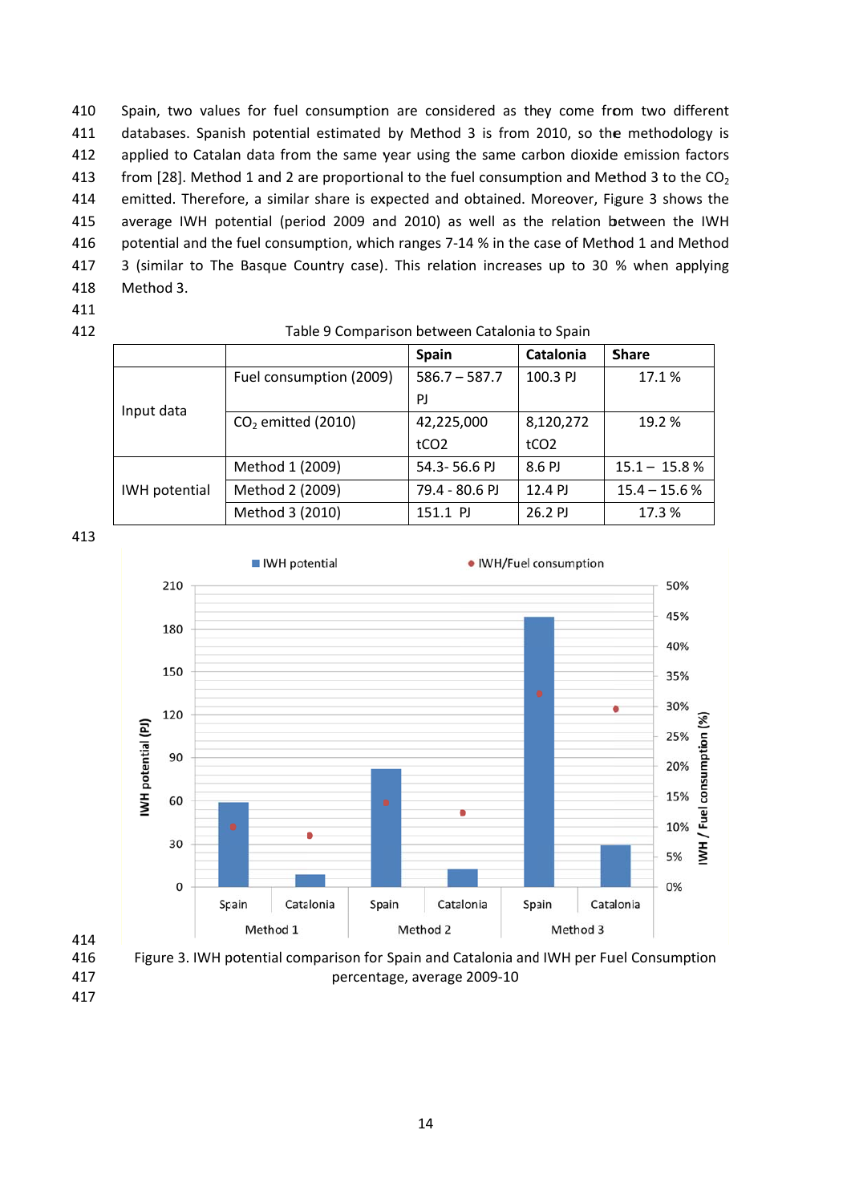Spain, two values for fuel consumption are considered as they come from two different databases. Spanish potential estimated by Method 3 is from 2010, so the methodology is applied to Catalan data from the same year using the same carbon dioxide emission factors from [28]. Method 1 and 2 are proportional to the fuel consumption and Method 3 to the $CO_2$ emitted. Therefore, a similar share is expected and obtained. Moreover, Figure 3 shows the average IWH potential (period 2009 and 2010) as well as the relation between the IWH potential and the fuel consumption, which ranges 7-14 % in the case of Method 1 and Method 3 (similar to The Basque Country case). This relation increases up to 30 % when applying Method 3.

Table 9 Comparison between Catalonia to Spain

| | | Spain | Catalonia | Share |
|---|---|---|---|---|
| Input data | Fuel consumption (2009) | 586.7 – 587.7 PJ | 100.3 PJ | 17.1 % |
| | $CO_2$ emitted (2010) | 42,225,000 tCO2 | 8,120,272 tCO2 | 19.2 % |
| IWH potential | Method 1 (2009) | 54.3- 56.6 PJ | 8.6 PJ | 15.1 – 15.8 % |
| | Method 2 (2009) | 79.4 - 80.6 PJ | 12.4 PJ | 15.4 – 15.6 % |
| | Method 3 (2010) | 151.1 PJ | 26.2 PJ | 17.3 % |

Figure 3. IWH potential comparison for Spain and Catalonia and IWH per Fuel Consumption percentage, average 2009-10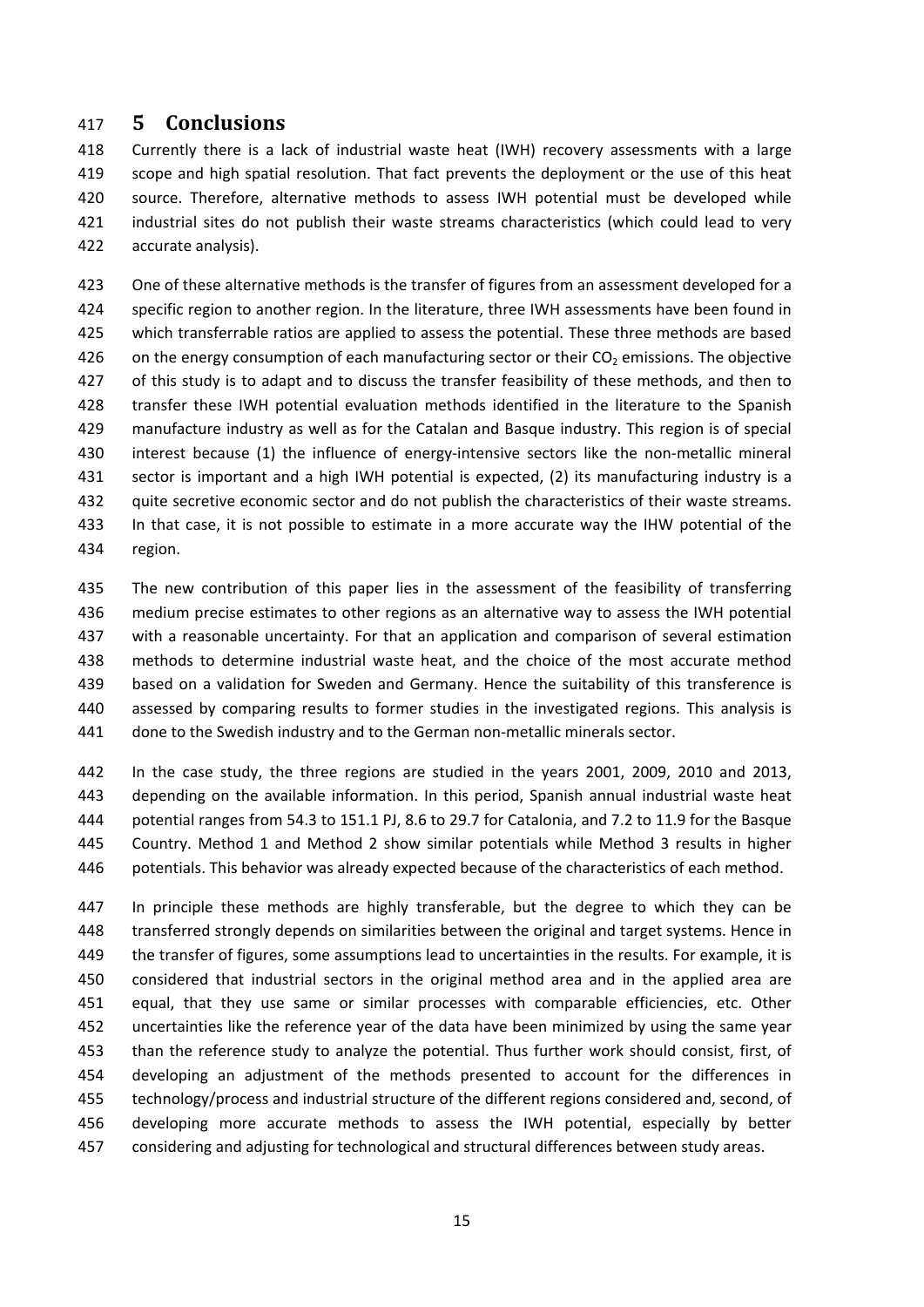## 5 Conclusions

Currently there is a lack of industrial waste heat (IWH) recovery assessments with a large scope and high spatial resolution. That fact prevents the deployment or the use of this heat source. Therefore, alternative methods to assess IWH potential must be developed while industrial sites do not publish their waste streams characteristics (which could lead to very accurate analysis).

One of these alternative methods is the transfer of figures from an assessment developed for a specific region to another region. In the literature, three IWH assessments have been found in which transferrable ratios are applied to assess the potential. These three methods are based on the energy consumption of each manufacturing sector or their $CO_2$ emissions. The objective of this study is to adapt and to discuss the transfer feasibility of these methods, and then to transfer these IWH potential evaluation methods identified in the literature to the Spanish manufacture industry as well as for the Catalan and Basque industry. This region is of special interest because (1) the influence of energy-intensive sectors like the non-metallic mineral sector is important and a high IWH potential is expected, (2) its manufacturing industry is a quite secretive economic sector and do not publish the characteristics of their waste streams. In that case, it is not possible to estimate in a more accurate way the IHW potential of the region.

The new contribution of this paper lies in the assessment of the feasibility of transferring medium precise estimates to other regions as an alternative way to assess the IWH potential with a reasonable uncertainty. For that an application and comparison of several estimation methods to determine industrial waste heat, and the choice of the most accurate method based on a validation for Sweden and Germany. Hence the suitability of this transference is assessed by comparing results to former studies in the investigated regions. This analysis is done to the Swedish industry and to the German non-metallic minerals sector.

In the case study, the three regions are studied in the years 2001, 2009, 2010 and 2013, depending on the available information. In this period, Spanish annual industrial waste heat potential ranges from 54.3 to 151.1 PJ, 8.6 to 29.7 for Catalonia, and 7.2 to 11.9 for the Basque Country. Method 1 and Method 2 show similar potentials while Method 3 results in higher potentials. This behavior was already expected because of the characteristics of each method.

In principle these methods are highly transferable, but the degree to which they can be transferred strongly depends on similarities between the original and target systems. Hence in the transfer of figures, some assumptions lead to uncertainties in the results. For example, it is considered that industrial sectors in the original method area and in the applied area are equal, that they use same or similar processes with comparable efficiencies, etc. Other uncertainties like the reference year of the data have been minimized by using the same year than the reference study to analyze the potential. Thus further work should consist, first, of developing an adjustment of the methods presented to account for the differences in technology/process and industrial structure of the different regions considered and, second, of developing more accurate methods to assess the IWH potential, especially by better considering and adjusting for technological and structural differences between study areas.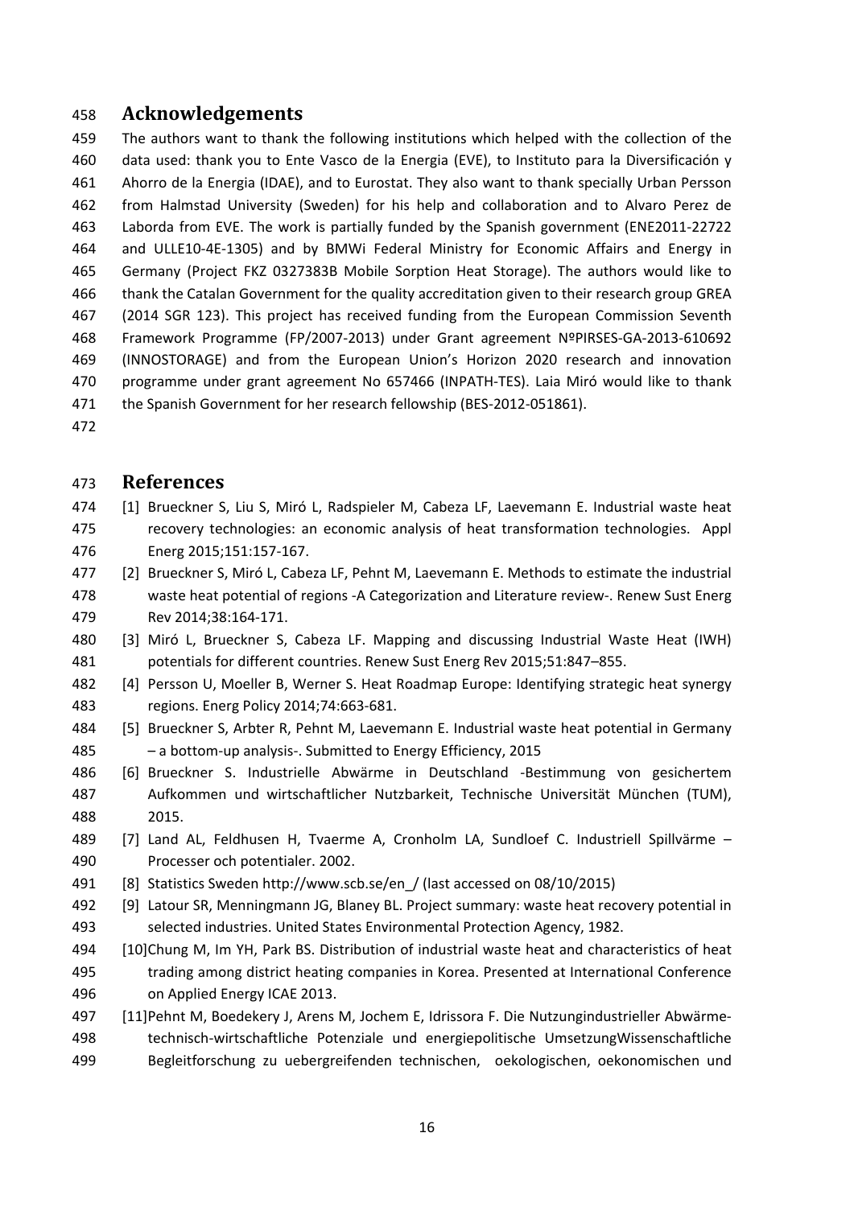## Acknowledgements

The authors want to thank the following institutions which helped with the collection of the data used: thank you to Ente Vasco de la Energia (EVE), to Instituto para la Diversificación y Ahorro de la Energia (IDAE), and to Eurostat. They also want to thank specially Urban Persson from Halmstad University (Sweden) for his help and collaboration and to Alvaro Perez de Laborda from EVE. The work is partially funded by the Spanish government (ENE2011-22722 and ULLE10-4E-1305) and by BMWi Federal Ministry for Economic Affairs and Energy in Germany (Project FKZ 0327383B Mobile Sorption Heat Storage). The authors would like to thank the Catalan Government for the quality accreditation given to their research group GREA (2014 SGR 123). This project has received funding from the European Commission Seventh Framework Programme (FP/2007-2013) under Grant agreement NºPIRSES-GA-2013-610692 (INNOSTORAGE) and from the European Union's Horizon 2020 research and innovation programme under grant agreement No 657466 (INPATH-TES). Laia Miró would like to thank the Spanish Government for her research fellowship (BES-2012-051861).

## References

[1] Brueckner S, Liu S, Miró L, Radspieler M, Cabeza LF, Laevemann E. Industrial waste heat recovery technologies: an economic analysis of heat transformation technologies. Appl Energ 2015;151:157-167.

[2] Brueckner S, Miró L, Cabeza LF, Pehnt M, Laevemann E. Methods to estimate the industrial waste heat potential of regions -A Categorization and Literature review-. Renew Sust Energ Rev 2014;38:164-171.

[3] Miró L, Brueckner S, Cabeza LF. Mapping and discussing Industrial Waste Heat (IWH) potentials for different countries. Renew Sust Energ Rev 2015;51:847–855.

[4] Persson U, Moeller B, Werner S. Heat Roadmap Europe: Identifying strategic heat synergy regions. Energ Policy 2014;74:663-681.

[5] Brueckner S, Arbter R, Pehnt M, Laevemann E. Industrial waste heat potential in Germany – a bottom-up analysis-. Submitted to Energy Efficiency, 2015

[6] Brueckner S. Industrielle Abwärme in Deutschland -Bestimmung von gesichertem Aufkommen und wirtschaftlicher Nutzbarkeit, Technische Universität München (TUM), 2015.

[7] Land AL, Feldhusen H, Tvaerme A, Cronholm LA, Sundloef C. Industriell Spillvärme – Processer och potentialer. 2002.

[8] Statistics Sweden http://www.scb.se/en_/ (last accessed on 08/10/2015)

[9] Latour SR, Menningmann JG, Blaney BL. Project summary: waste heat recovery potential in selected industries. United States Environmental Protection Agency, 1982.

[10] Chung M, Im YH, Park BS. Distribution of industrial waste heat and characteristics of heat trading among district heating companies in Korea. Presented at International Conference on Applied Energy ICAE 2013.

[11] Pehnt M, Boedekery J, Arens M, Jochem E, Idrissora F. Die Nutzungindustrieller Abwärme-technisch-wirtschaftliche Potenziale und energiepolitische UmsetzungWissenschaftliche Begleitforschung zu uebergreifenden technischen, oekologischen, oekonomischen und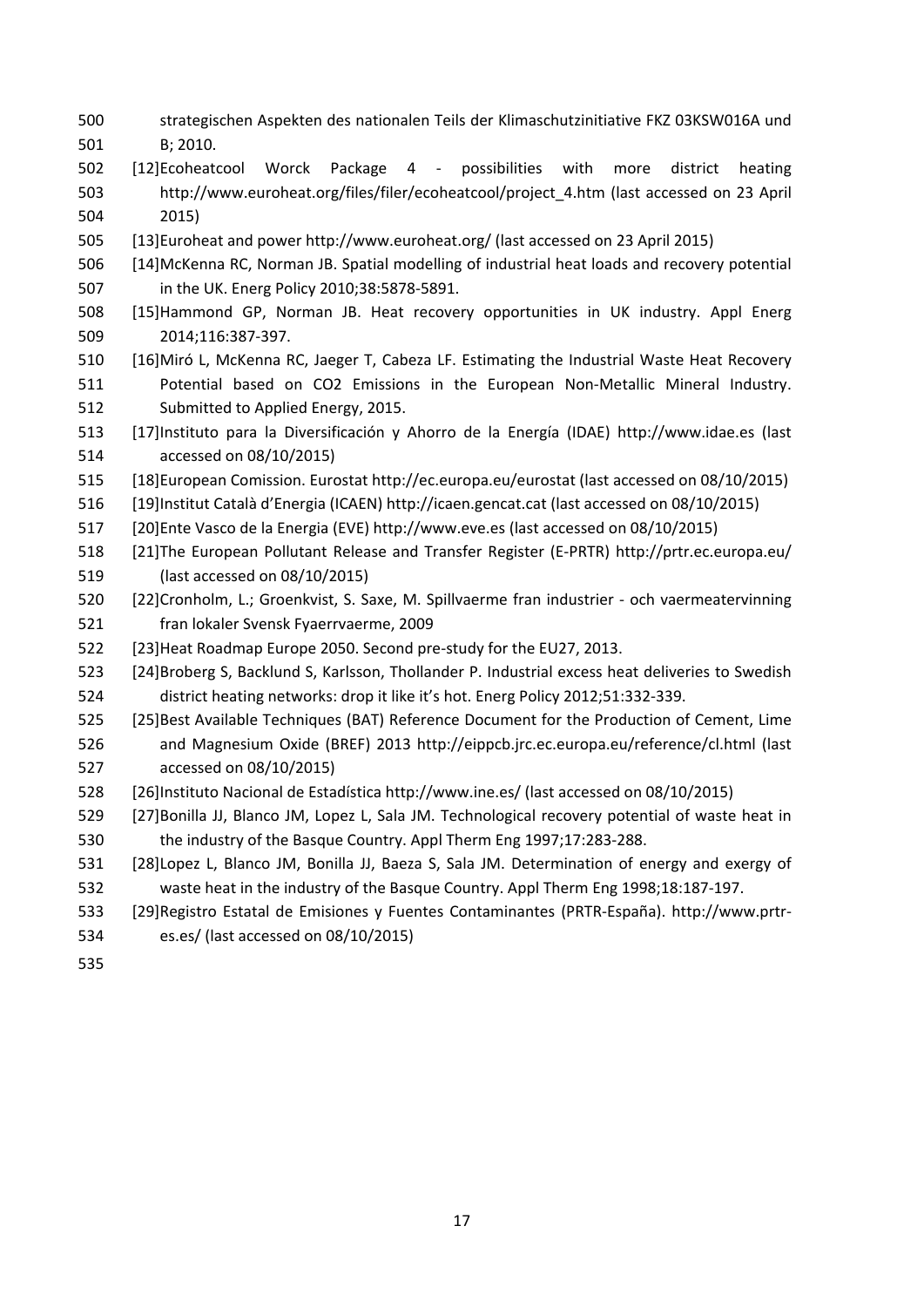strategischen Aspekten des nationalen Teils der Klimaschutzinitiative FKZ 03KSW016A und B; 2010.

[12]Ecoheatcool Worck Package 4 - possibilities with more district heating http://www.euroheat.org/files/filer/ecoheatcool/project_4.htm (last accessed on 23 April 2015)

[13]Euroheat and power http://www.euroheat.org/ (last accessed on 23 April 2015)

[14]McKenna RC, Norman JB. Spatial modelling of industrial heat loads and recovery potential in the UK. Energ Policy 2010;38:5878-5891.

[15]Hammond GP, Norman JB. Heat recovery opportunities in UK industry. Appl Energ 2014;116:387-397.

[16]Miró L, McKenna RC, Jaeger T, Cabeza LF. Estimating the Industrial Waste Heat Recovery Potential based on CO2 Emissions in the European Non-Metallic Mineral Industry. Submitted to Applied Energy, 2015.

[17]Instituto para la Diversificación y Ahorro de la Energía (IDAE) http://www.idae.es (last accessed on 08/10/2015)

[18]European Comission. Eurostat http://ec.europa.eu/eurostat (last accessed on 08/10/2015)

[19]Institut Català d'Energia (ICAEN) http://icaen.gencat.cat (last accessed on 08/10/2015)

[20]Ente Vasco de la Energia (EVE) http://www.eve.es (last accessed on 08/10/2015)

[21]The European Pollutant Release and Transfer Register (E-PRTR) http://prtr.ec.europa.eu/ (last accessed on 08/10/2015)

[22]Cronholm, L.; Groenkvist, S. Saxe, M. Spillvaerme fran industrier - och vaermeatervinning fran lokaler Svensk Fyaerrvaerme, 2009

[23]Heat Roadmap Europe 2050. Second pre-study for the EU27, 2013.

[24]Broberg S, Backlund S, Karlsson, Thollander P. Industrial excess heat deliveries to Swedish district heating networks: drop it like it's hot. Energ Policy 2012;51:332-339.

[25]Best Available Techniques (BAT) Reference Document for the Production of Cement, Lime and Magnesium Oxide (BREF) 2013 http://eippcb.jrc.ec.europa.eu/reference/cl.html (last accessed on 08/10/2015)

[26]Instituto Nacional de Estadística http://www.ine.es/ (last accessed on 08/10/2015)

[27]Bonilla JJ, Blanco JM, Lopez L, Sala JM. Technological recovery potential of waste heat in the industry of the Basque Country. Appl Therm Eng 1997;17:283-288.

[28]Lopez L, Blanco JM, Bonilla JJ, Baeza S, Sala JM. Determination of energy and exergy of waste heat in the industry of the Basque Country. Appl Therm Eng 1998;18:187-197.

[29]Registro Estatal de Emisiones y Fuentes Contaminantes (PRTR-España). http://www.prtr-es.es/ (last accessed on 08/10/2015)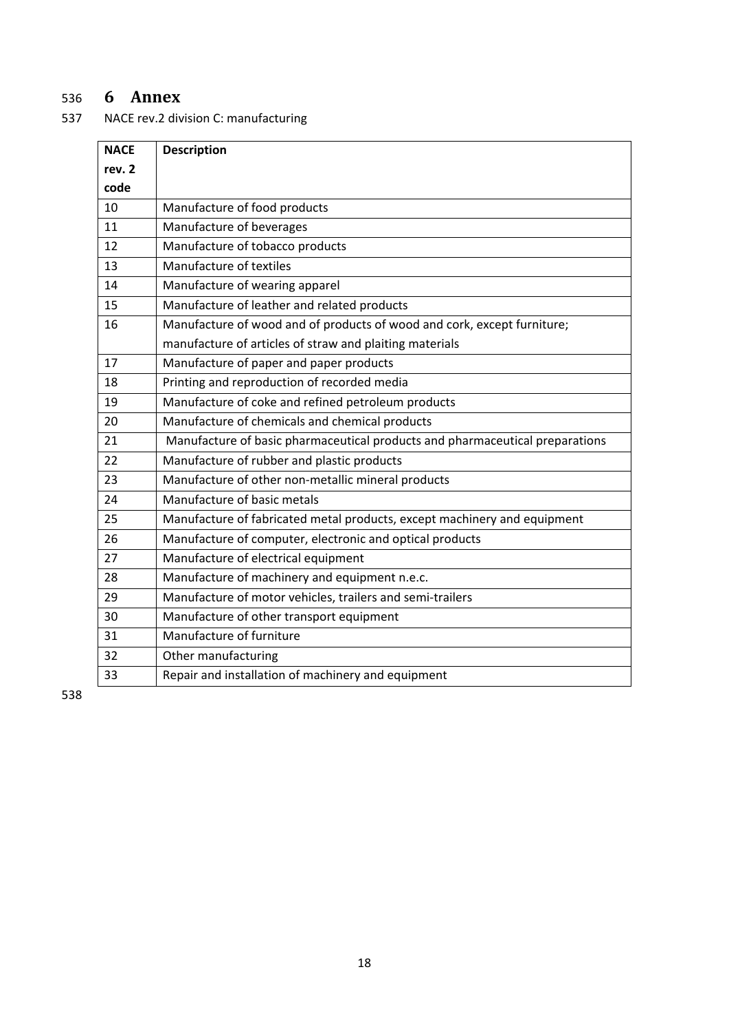# 6 Annex

NACE rev.2 division C: manufacturing

| NACE rev. 2 code | Description |
|---|---|
| 10 | Manufacture of food products |
| 11 | Manufacture of beverages |
| 12 | Manufacture of tobacco products |
| 13 | Manufacture of textiles |
| 14 | Manufacture of wearing apparel |
| 15 | Manufacture of leather and related products |
| 16 | Manufacture of wood and of products of wood and cork, except furniture; manufacture of articles of straw and plaiting materials |
| 17 | Manufacture of paper and paper products |
| 18 | Printing and reproduction of recorded media |
| 19 | Manufacture of coke and refined petroleum products |
| 20 | Manufacture of chemicals and chemical products |
| 21 | Manufacture of basic pharmaceutical products and pharmaceutical preparations |
| 22 | Manufacture of rubber and plastic products |
| 23 | Manufacture of other non-metallic mineral products |
| 24 | Manufacture of basic metals |
| 25 | Manufacture of fabricated metal products, except machinery and equipment |
| 26 | Manufacture of computer, electronic and optical products |
| 27 | Manufacture of electrical equipment |
| 28 | Manufacture of machinery and equipment n.e.c. |
| 29 | Manufacture of motor vehicles, trailers and semi-trailers |
| 30 | Manufacture of other transport equipment |
| 31 | Manufacture of furniture |
| 32 | Other manufacturing |
| 33 | Repair and installation of machinery and equipment |